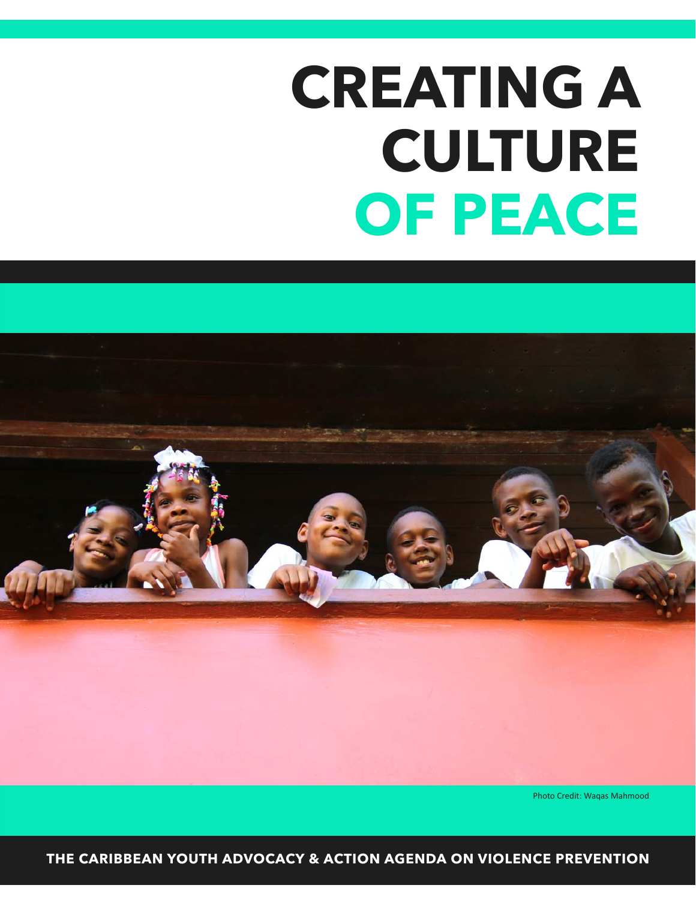# CREATING A CULTURE OF PEACE

Photo Credit: Waqas Mahmood

**THE CARIBBEAN YOUTH ADVOCACY & ACTION AGENDA ON VIOLENCE PREVENTION**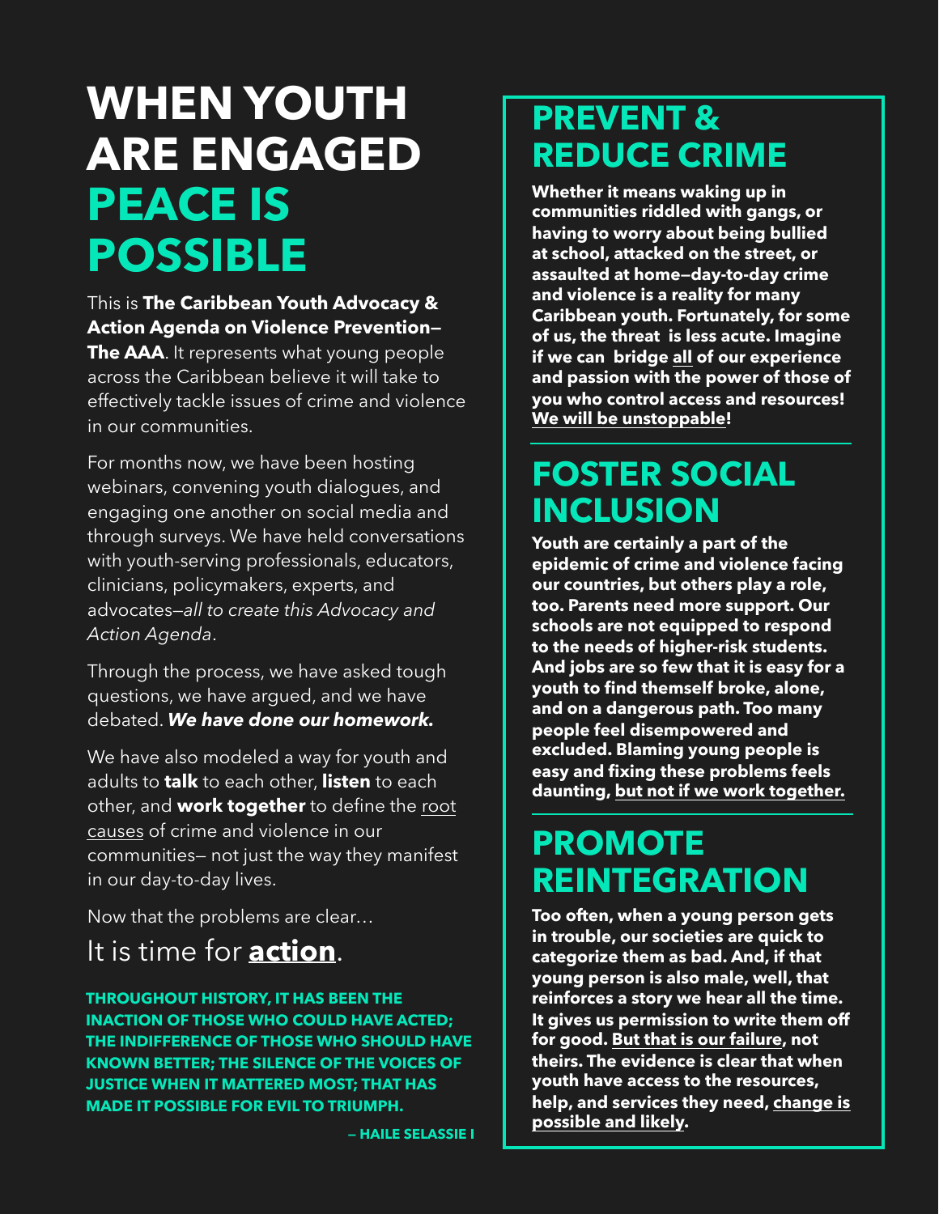# WHEN YOUTH ARE ENGAGED PEACE IS POSSIBLE

This is **The Caribbean Youth Advocacy & Action Agenda on Violence Prevention—The AAA**. It represents what young people across the Caribbean believe it will take to effectively tackle issues of crime and violence in our communities.

For months now, we have been hosting webinars, convening youth dialogues, and engaging one another on social media and through surveys. We have held conversations with youth-serving professionals, educators, clinicians, policymakers, experts, and advocates—*all to create this Advocacy and Action Agenda*.

Through the process, we have asked tough questions, we have argued, and we have debated. ***We have done our homework.***

We have also modeled a way for youth and adults to **talk** to each other, **listen** to each other, and **work together** to define the root causes of crime and violence in our communities— not just the way they manifest in our day-to-day lives.

Now that the problems are clear…

It is time for **action**.

**THROUGHOUT HISTORY, IT HAS BEEN THE INACTION OF THOSE WHO COULD HAVE ACTED; THE INDIFFERENCE OF THOSE WHO SHOULD HAVE KNOWN BETTER; THE SILENCE OF THE VOICES OF JUSTICE WHEN IT MATTERED MOST; THAT HAS MADE IT POSSIBLE FOR EVIL TO TRIUMPH.**

**— HAILE SELASSIE I**

## PREVENT & REDUCE CRIME

**Whether it means waking up in communities riddled with gangs, or having to worry about being bullied at school, attacked on the street, or assaulted at home—day-to-day crime and violence is a reality for many Caribbean youth. Fortunately, for some of us, the threat is less acute. Imagine if we can bridge all of our experience and passion with the power of those of you who control access and resources! We will be unstoppable!**

## FOSTER SOCIAL INCLUSION

**Youth are certainly a part of the epidemic of crime and violence facing our countries, but others play a role, too. Parents need more support. Our schools are not equipped to respond to the needs of higher-risk students. And jobs are so few that it is easy for a youth to find themself broke, alone, and on a dangerous path. Too many people feel disempowered and excluded. Blaming young people is easy and fixing these problems feels daunting, but not if we work together.**

## PROMOTE REINTEGRATION

**Too often, when a young person gets in trouble, our societies are quick to categorize them as bad. And, if that young person is also male, well, that reinforces a story we hear all the time. It gives us permission to write them off for good. But that is our failure, not theirs. The evidence is clear that when youth have access to the resources, help, and services they need, change is possible and likely.**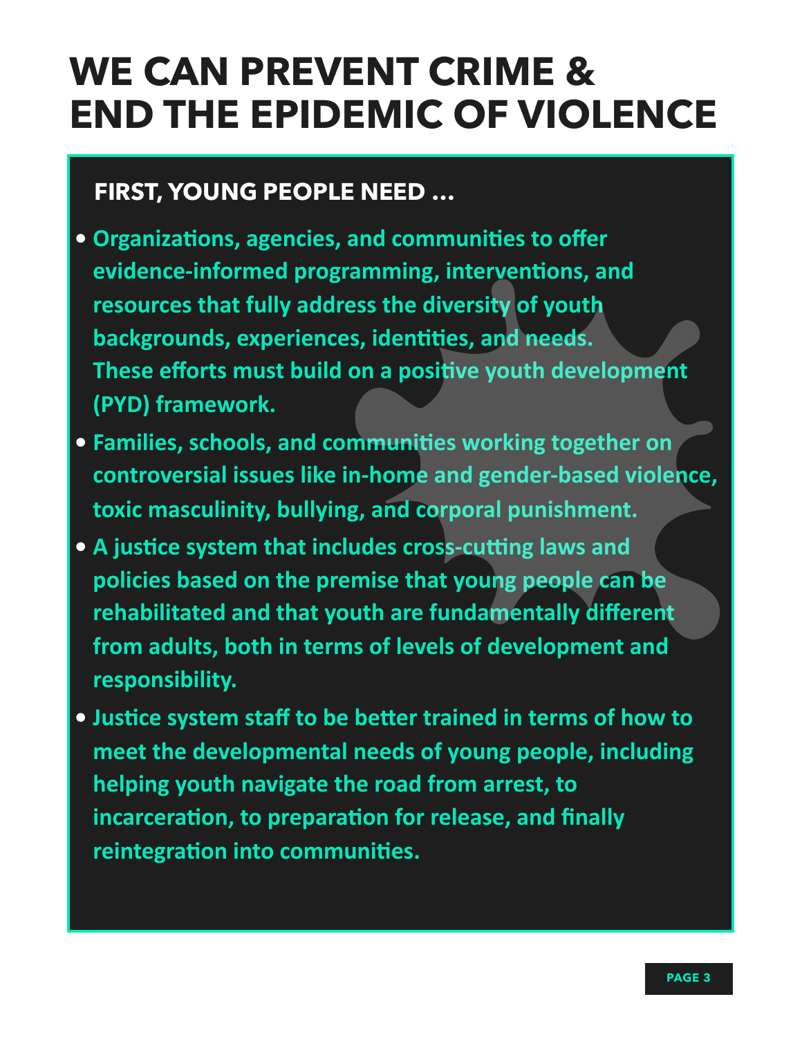# WE CAN PREVENT CRIME & END THE EPIDEMIC OF VIOLENCE

## FIRST, YOUNG PEOPLE NEED ...

- **Organizations, agencies, and communities to offer evidence-informed programming, interventions, and resources that fully address the diversity of youth backgrounds, experiences, identities, and needs. These efforts must build on a positive youth development (PYD) framework.**
- **Families, schools, and communities working together on controversial issues like in-home and gender-based violence, toxic masculinity, bullying, and corporal punishment.**
- **A justice system that includes cross-cutting laws and policies based on the premise that young people can be rehabilitated and that youth are fundamentally different from adults, both in terms of levels of development and responsibility.**
- **Justice system staff to be better trained in terms of how to meet the developmental needs of young people, including helping youth navigate the road from arrest, to incarceration, to preparation for release, and finally reintegration into communities.**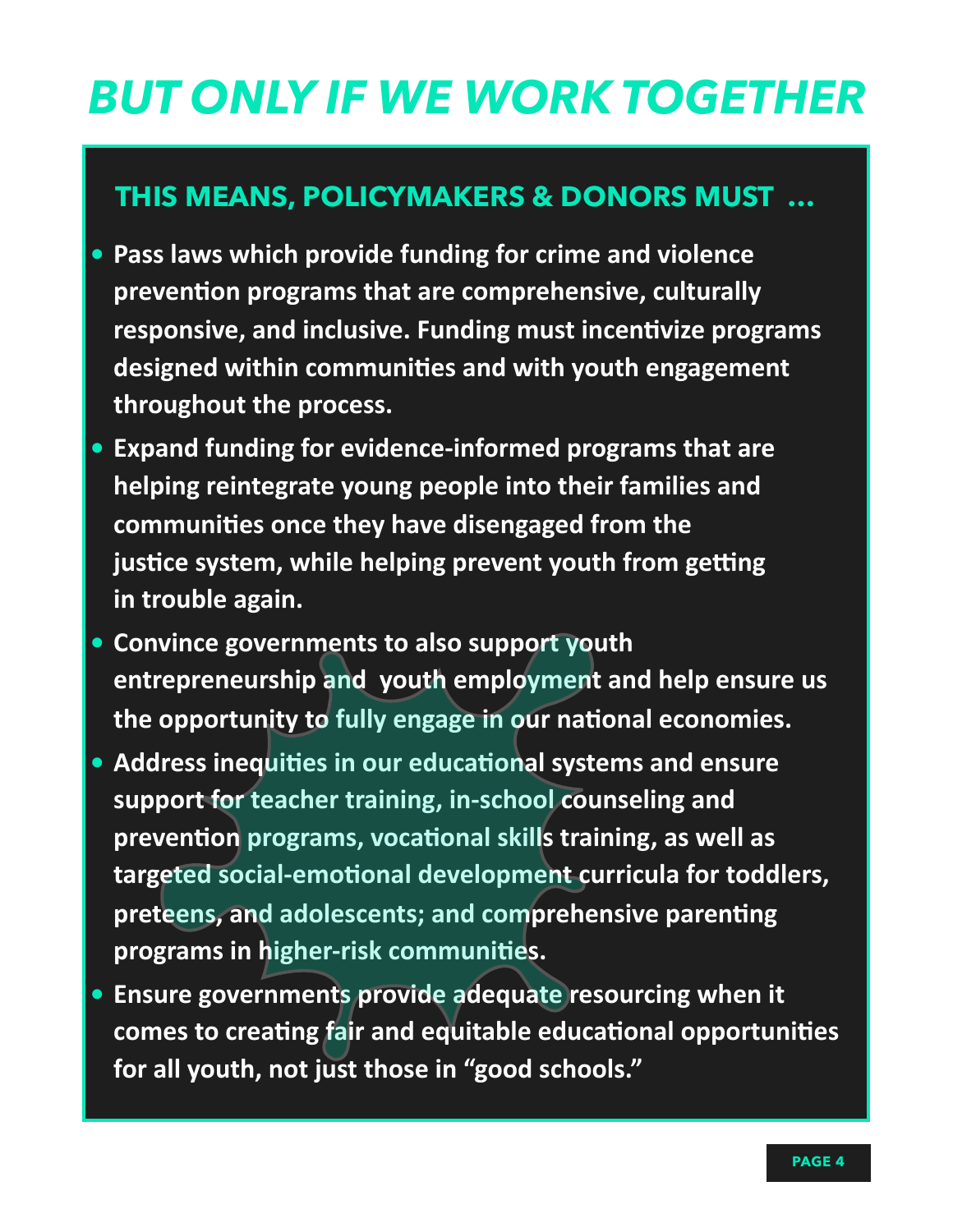# BUT ONLY IF WE WORK TOGETHER

## THIS MEANS, POLICYMAKERS & DONORS MUST ...

- **Pass laws which provide funding for crime and violence prevention programs that are comprehensive, culturally responsive, and inclusive. Funding must incentivize programs designed within communities and with youth engagement throughout the process.**
- **Expand funding for evidence-informed programs that are helping reintegrate young people into their families and communities once they have disengaged from the justice system, while helping prevent youth from getting in trouble again.**
- **Convince governments to also support youth entrepreneurship and youth employment and help ensure us the opportunity to fully engage in our national economies.**
- **Address inequities in our educational systems and ensure support for teacher training, in-school counseling and prevention programs, vocational skills training, as well as targeted social-emotional development curricula for toddlers, preteens, and adolescents; and comprehensive parenting programs in higher-risk communities.**
- **Ensure governments provide adequate resourcing when it comes to creating fair and equitable educational opportunities for all youth, not just those in "good schools."**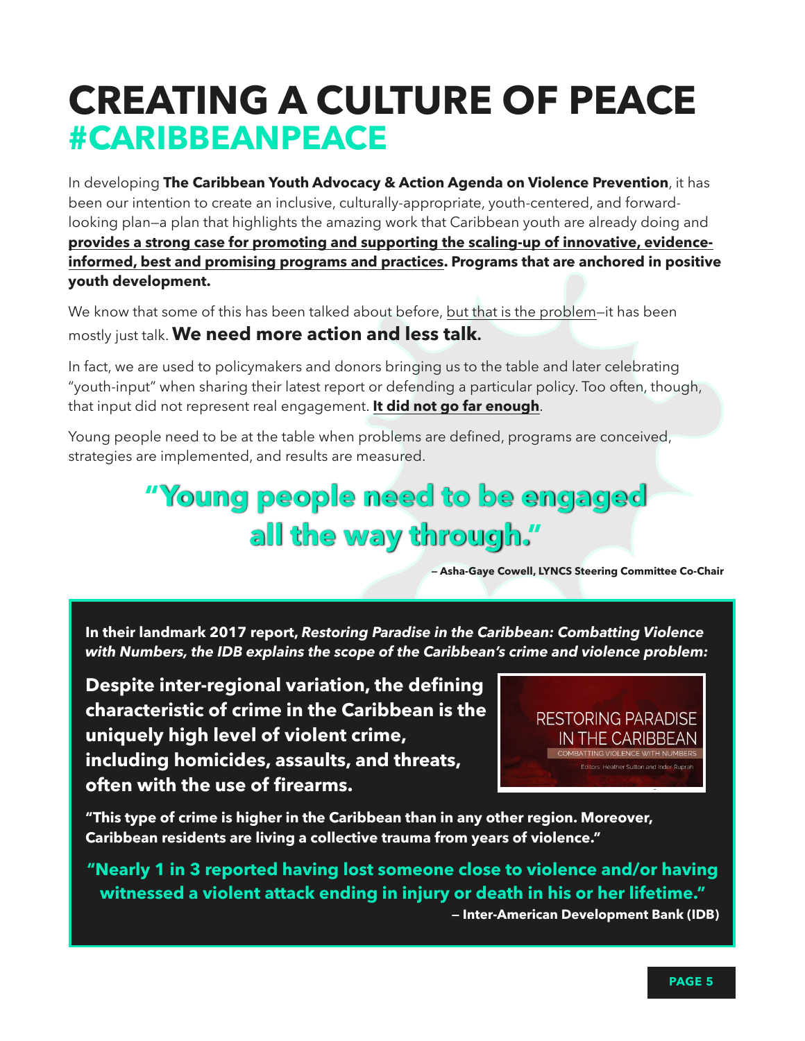# CREATING A CULTURE OF PEACE
## #CARIBBEANPEACE

In developing **The Caribbean Youth Advocacy & Action Agenda on Violence Prevention**, it has been our intention to create an inclusive, culturally-appropriate, youth-centered, and forward-looking plan—a plan that highlights the amazing work that Caribbean youth are already doing and **provides a strong case for promoting and supporting the scaling-up of innovative, evidence-informed, best and promising programs and practices. Programs that are anchored in positive youth development.**

We know that some of this has been talked about before, but that is the problem—it has been mostly just talk. **We need more action and less talk.**

In fact, we are used to policymakers and donors bringing us to the table and later celebrating "youth-input" when sharing their latest report or defending a particular policy. Too often, though, that input did not represent real engagement. **It did not go far enough**.

Young people need to be at the table when problems are defined, programs are conceived, strategies are implemented, and results are measured.

> **"Young people need to be engaged all the way through."**
>
> **— Asha-Gaye Cowell, LYNCS Steering Committee Co-Chair**

**In their landmark 2017 report, *Restoring Paradise in the Caribbean: Combatting Violence with Numbers, the IDB explains the scope of the Caribbean's crime and violence problem:***

**Despite inter-regional variation, the defining characteristic of crime in the Caribbean is the uniquely high level of violent crime, including homicides, assaults, and threats, often with the use of firearms.**

RESTORING PARADISE IN THE CARIBBEAN
COMBATTING VIOLENCE WITH NUMBERS
Editors: Heather Sutton and Inder Ruprah

**"This type of crime is higher in the Caribbean than in any other region. Moreover, Caribbean residents are living a collective trauma from years of violence."**

**"Nearly 1 in 3 reported having lost someone close to violence and/or having witnessed a violent attack ending in injury or death in his or her lifetime."**

**— Inter-American Development Bank (IDB)**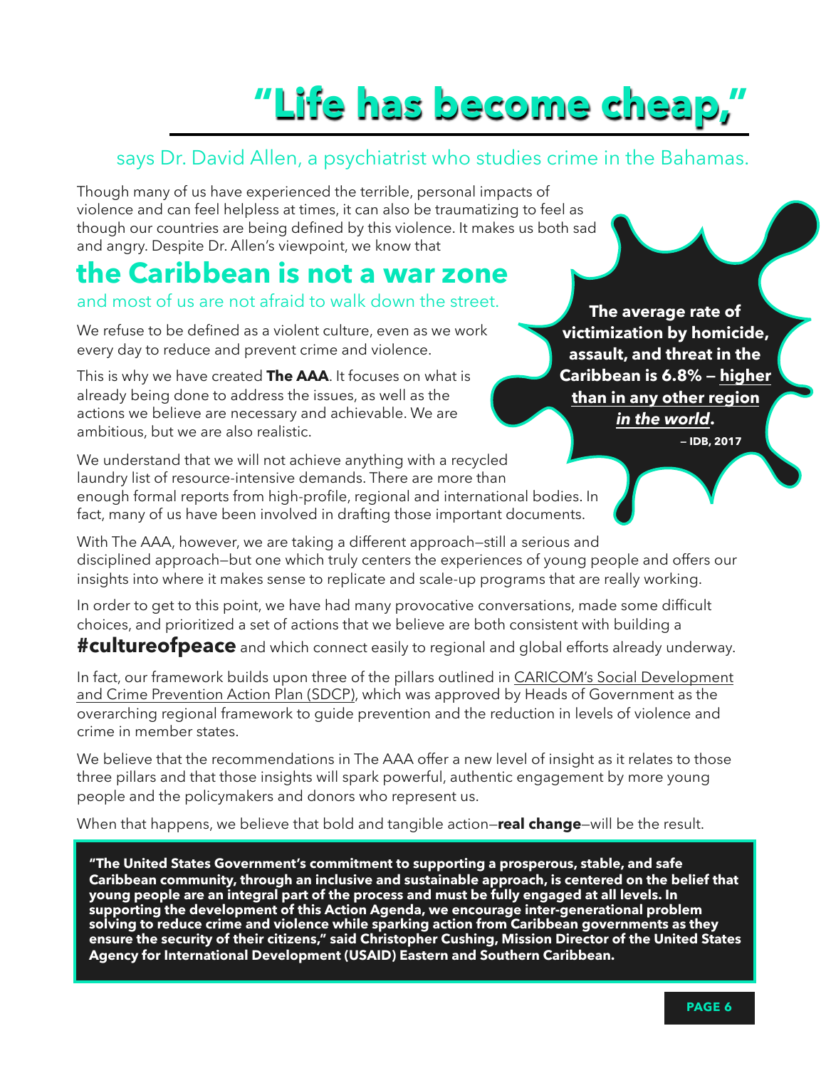# "Life has become cheap,"

says Dr. David Allen, a psychiatrist who studies crime in the Bahamas.

Though many of us have experienced the terrible, personal impacts of violence and can feel helpless at times, it can also be traumatizing to feel as though our countries are being defined by this violence. It makes us both sad and angry. Despite Dr. Allen's viewpoint, we know that

## the Caribbean is not a war zone

and most of us are not afraid to walk down the street.

We refuse to be defined as a violent culture, even as we work every day to reduce and prevent crime and violence.

This is why we have created **The AAA**. It focuses on what is already being done to address the issues, as well as the actions we believe are necessary and achievable. We are ambitious, but we are also realistic.

**The average rate of victimization by homicide, assault, and threat in the Caribbean is 6.8% — higher than in any other region *in the world*.**

**– IDB, 2017**

We understand that we will not achieve anything with a recycled laundry list of resource-intensive demands. There are more than enough formal reports from high-profile, regional and international bodies. In fact, many of us have been involved in drafting those important documents.

With The AAA, however, we are taking a different approach—still a serious and disciplined approach—but one which truly centers the experiences of young people and offers our insights into where it makes sense to replicate and scale-up programs that are really working.

In order to get to this point, we have had many provocative conversations, made some difficult choices, and prioritized a set of actions that we believe are both consistent with building a **#cultureofpeace** and which connect easily to regional and global efforts already underway.

In fact, our framework builds upon three of the pillars outlined in CARICOM's Social Development and Crime Prevention Action Plan (SDCP), which was approved by Heads of Government as the overarching regional framework to guide prevention and the reduction in levels of violence and crime in member states.

We believe that the recommendations in The AAA offer a new level of insight as it relates to those three pillars and that those insights will spark powerful, authentic engagement by more young people and the policymakers and donors who represent us.

When that happens, we believe that bold and tangible action—**real change**—will be the result.

**"The United States Government's commitment to supporting a prosperous, stable, and safe Caribbean community, through an inclusive and sustainable approach, is centered on the belief that young people are an integral part of the process and must be fully engaged at all levels. In supporting the development of this Action Agenda, we encourage inter-generational problem solving to reduce crime and violence while sparking action from Caribbean governments as they ensure the security of their citizens," said Christopher Cushing, Mission Director of the United States Agency for International Development (USAID) Eastern and Southern Caribbean.**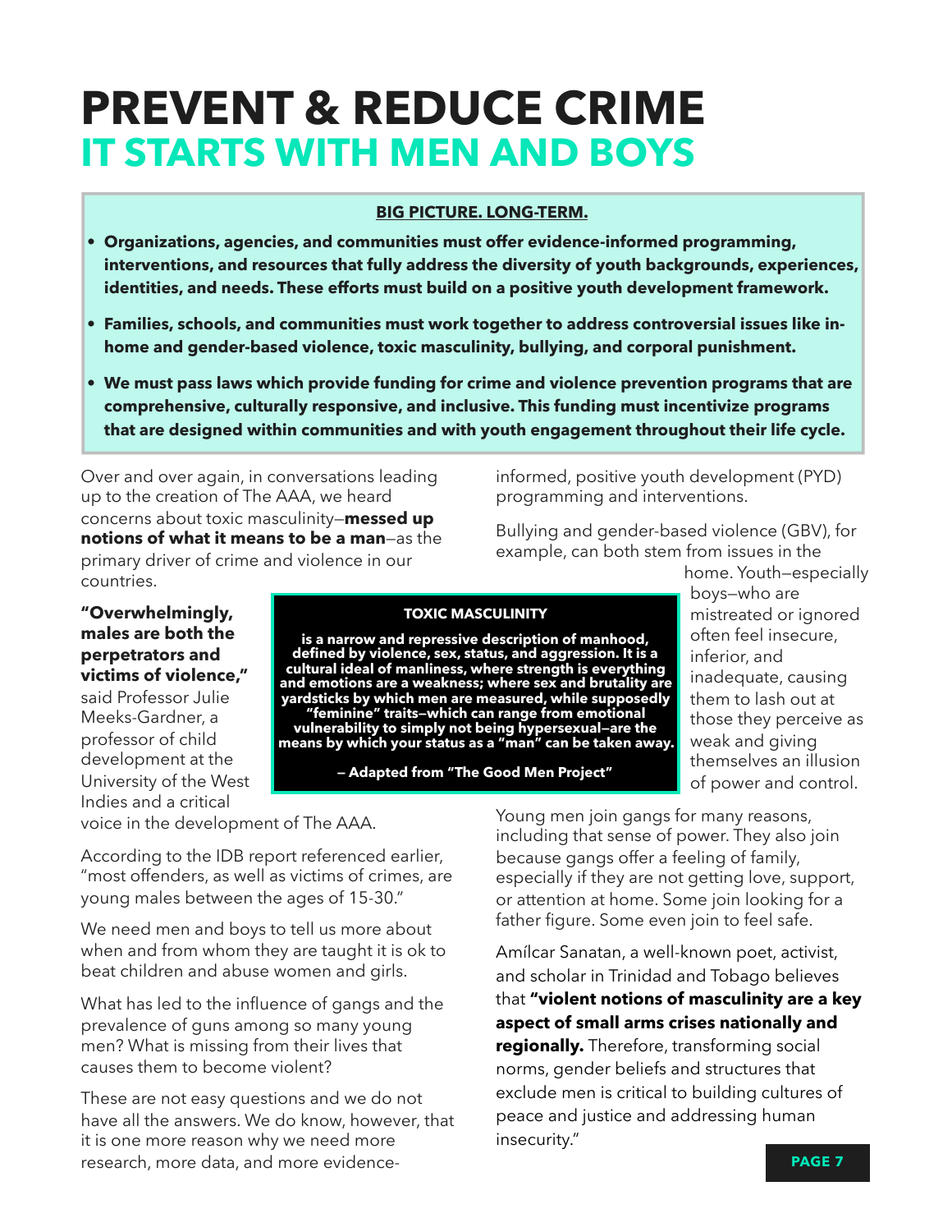# PREVENT & REDUCE CRIME

## IT STARTS WITH MEN AND BOYS

**BIG PICTURE. LONG-TERM.**

- **Organizations, agencies, and communities must offer evidence-informed programming, interventions, and resources that fully address the diversity of youth backgrounds, experiences, identities, and needs. These efforts must build on a positive youth development framework.**
- **Families, schools, and communities must work together to address controversial issues like in-home and gender-based violence, toxic masculinity, bullying, and corporal punishment.**
- **We must pass laws which provide funding for crime and violence prevention programs that are comprehensive, culturally responsive, and inclusive. This funding must incentivize programs that are designed within communities and with youth engagement throughout their life cycle.**

Over and over again, in conversations leading up to the creation of The AAA, we heard concerns about toxic masculinity—**messed up notions of what it means to be a man**—as the primary driver of crime and violence in our countries.

**"Overwhelmingly, males are both the perpetrators and victims of violence,"** said Professor Julie Meeks-Gardner, a professor of child development at the University of the West Indies and a critical voice in the development of The AAA.

According to the IDB report referenced earlier, "most offenders, as well as victims of crimes, are young males between the ages of 15-30."

We need men and boys to tell us more about when and from whom they are taught it is ok to beat children and abuse women and girls.

What has led to the influence of gangs and the prevalence of guns among so many young men? What is missing from their lives that causes them to become violent?

These are not easy questions and we do not have all the answers. We do know, however, that it is one more reason why we need more research, more data, and more evidence-informed, positive youth development (PYD) programming and interventions.

> **TOXIC MASCULINITY**
>
> **is a narrow and repressive description of manhood, defined by violence, sex, status, and aggression. It is a cultural ideal of manliness, where strength is everything and emotions are a weakness; where sex and brutality are yardsticks by which men are measured, while supposedly "feminine" traits—which can range from emotional vulnerability to simply not being hypersexual—are the means by which your status as a "man" can be taken away.**
>
> **— Adapted from "The Good Men Project"**

Bullying and gender-based violence (GBV), for example, can both stem from issues in the home. Youth—especially boys—who are mistreated or ignored often feel insecure, inferior, and inadequate, causing them to lash out at those they perceive as weak and giving themselves an illusion of power and control.

Young men join gangs for many reasons, including that sense of power. They also join because gangs offer a feeling of family, especially if they are not getting love, support, or attention at home. Some join looking for a father figure. Some even join to feel safe.

Amílcar Sanatan, a well-known poet, activist, and scholar in Trinidad and Tobago believes that **"violent notions of masculinity are a key aspect of small arms crises nationally and regionally.** Therefore, transforming social norms, gender beliefs and structures that exclude men is critical to building cultures of peace and justice and addressing human insecurity."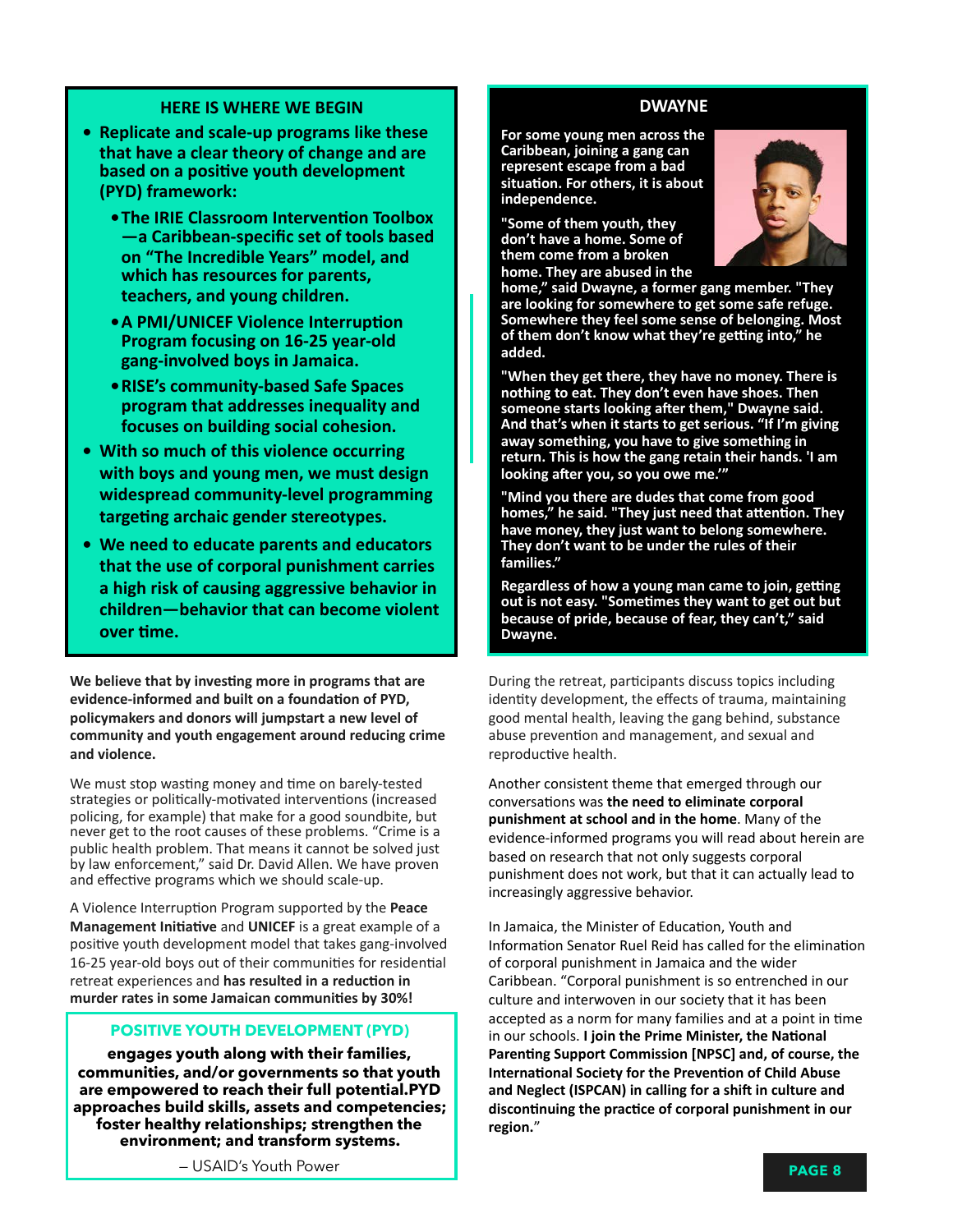### HERE IS WHERE WE BEGIN

- **Replicate and scale-up programs like these that have a clear theory of change and are based on a positive youth development (PYD) framework:**
  - **The IRIE Classroom Intervention Toolbox—a Caribbean-specific set of tools based on "The Incredible Years" model, and which has resources for parents, teachers, and young children.**
  - **A PMI/UNICEF Violence Interruption Program focusing on 16-25 year-old gang-involved boys in Jamaica.**
  - **RISE's community-based Safe Spaces program that addresses inequality and focuses on building social cohesion.**
- **With so much of this violence occurring with boys and young men, we must design widespread community-level programming targeting archaic gender stereotypes.**
- **We need to educate parents and educators that the use of corporal punishment carries a high risk of causing aggressive behavior in children—behavior that can become violent over time.**

**We believe that by investing more in programs that are evidence-informed and built on a foundation of PYD, policymakers and donors will jumpstart a new level of community and youth engagement around reducing crime and violence.**

We must stop wasting money and time on barely-tested strategies or politically-motivated interventions (increased policing, for example) that make for a good soundbite, but never get to the root causes of these problems. "Crime is a public health problem. That means it cannot be solved just by law enforcement," said Dr. David Allen. We have proven and effective programs which we should scale-up.

A Violence Interruption Program supported by the **Peace Management Initiative** and **UNICEF** is a great example of a positive youth development model that takes gang-involved 16-25 year-old boys out of their communities for residential retreat experiences and **has resulted in a reduction in murder rates in some Jamaican communities by 30%!**

### POSITIVE YOUTH DEVELOPMENT (PYD)

**engages youth along with their families, communities, and/or governments so that youth are empowered to reach their full potential.PYD approaches build skills, assets and competencies; foster healthy relationships; strengthen the environment; and transform systems.**

– USAID's Youth Power

### DWAYNE

**For some young men across the Caribbean, joining a gang can represent escape from a bad situation. For others, it is about independence.**

**"Some of them youth, they don't have a home. Some of them come from a broken home. They are abused in the home," said Dwayne, a former gang member. "They are looking for somewhere to get some safe refuge. Somewhere they feel some sense of belonging. Most of them don't know what they're getting into," he added.**

**"When they get there, they have no money. There is nothing to eat. They don't even have shoes. Then someone starts looking after them," Dwayne said. And that's when it starts to get serious. "If I'm giving away something, you have to give something in return. This is how the gang retain their hands. 'I am looking after you, so you owe me.'"**

**"Mind you there are dudes that come from good homes," he said. "They just need that attention. They have money, they just want to belong somewhere. They don't want to be under the rules of their families."**

**Regardless of how a young man came to join, getting out is not easy. "Sometimes they want to get out but because of pride, because of fear, they can't," said Dwayne.**

During the retreat, participants discuss topics including identity development, the effects of trauma, maintaining good mental health, leaving the gang behind, substance abuse prevention and management, and sexual and reproductive health.

Another consistent theme that emerged through our conversations was **the need to eliminate corporal punishment at school and in the home**. Many of the evidence-informed programs you will read about herein are based on research that not only suggests corporal punishment does not work, but that it can actually lead to increasingly aggressive behavior.

In Jamaica, the Minister of Education, Youth and Information Senator Ruel Reid has called for the elimination of corporal punishment in Jamaica and the wider Caribbean. "Corporal punishment is so entrenched in our culture and interwoven in our society that it has been accepted as a norm for many families and at a point in time in our schools. **I join the Prime Minister, the National Parenting Support Commission [NPSC] and, of course, the International Society for the Prevention of Child Abuse and Neglect (ISPCAN) in calling for a shift in culture and discontinuing the practice of corporal punishment in our region.**"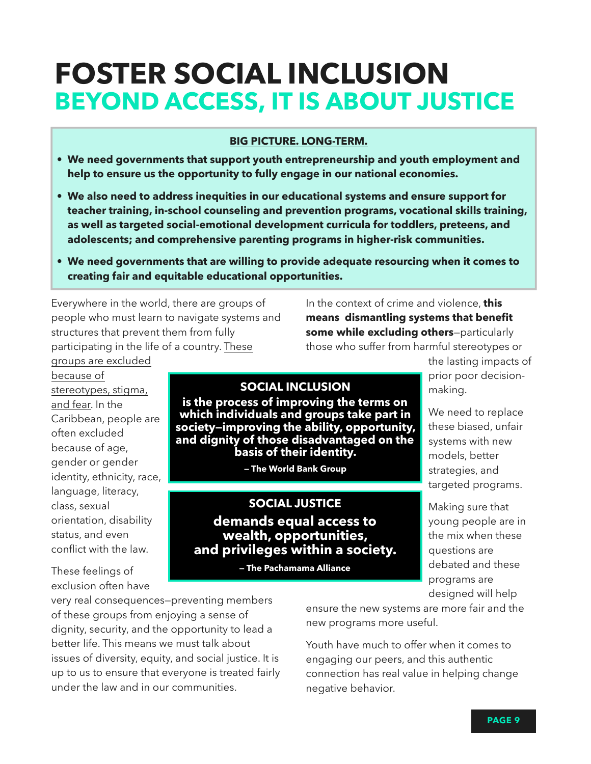# FOSTER SOCIAL INCLUSION
## BEYOND ACCESS, IT IS ABOUT JUSTICE

**BIG PICTURE. LONG-TERM.**

- **We need governments that support youth entrepreneurship and youth employment and help to ensure us the opportunity to fully engage in our national economies.**
- **We also need to address inequities in our educational systems and ensure support for teacher training, in-school counseling and prevention programs, vocational skills training, as well as targeted social-emotional development curricula for toddlers, preteens, and adolescents; and comprehensive parenting programs in higher-risk communities.**
- **We need governments that are willing to provide adequate resourcing when it comes to creating fair and equitable educational opportunities.**

Everywhere in the world, there are groups of people who must learn to navigate systems and structures that prevent them from fully participating in the life of a country. These groups are excluded because of stereotypes, stigma, and fear. In the Caribbean, people are often excluded because of age, gender or gender identity, ethnicity, race, language, literacy, class, sexual orientation, disability status, and even conflict with the law.

These feelings of exclusion often have very real consequences—preventing members of these groups from enjoying a sense of dignity, security, and the opportunity to lead a better life. This means we must talk about issues of diversity, equity, and social justice. It is up to us to ensure that everyone is treated fairly under the law and in our communities.

**SOCIAL INCLUSION**
**is the process of improving the terms on which individuals and groups take part in society—improving the ability, opportunity, and dignity of those disadvantaged on the basis of their identity.**

**– The World Bank Group**

**SOCIAL JUSTICE**
**demands equal access to wealth, opportunities, and privileges within a society.**

**– The Pachamama Alliance**

In the context of crime and violence, **this means dismantling systems that benefit some while excluding others**—particularly those who suffer from harmful stereotypes or the lasting impacts of prior poor decision-making.

We need to replace these biased, unfair systems with new models, better strategies, and targeted programs.

Making sure that young people are in the mix when these questions are debated and these programs are designed will help ensure the new systems are more fair and the new programs more useful.

Youth have much to offer when it comes to engaging our peers, and this authentic connection has real value in helping change negative behavior.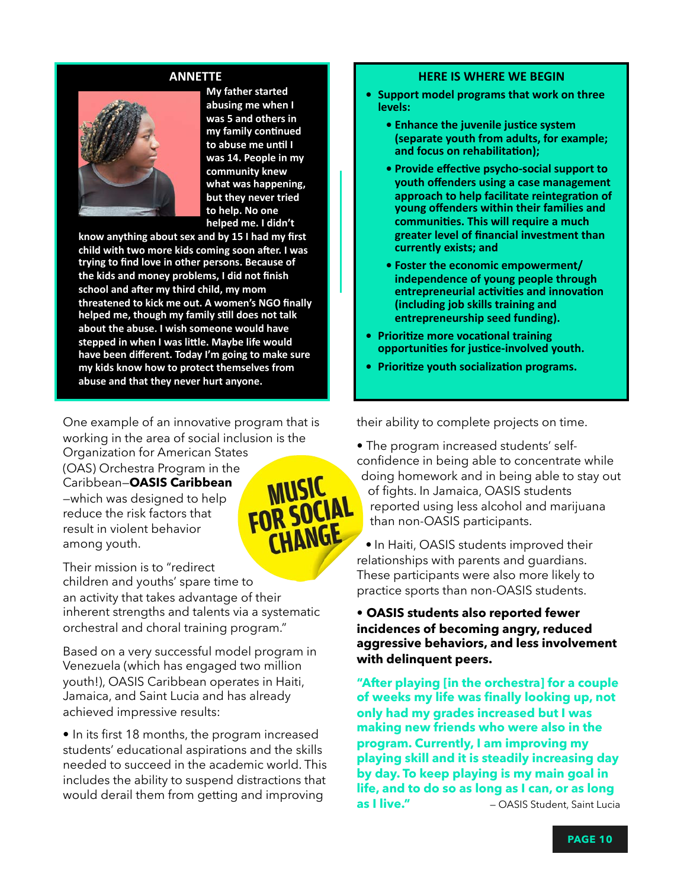## ANNETTE

**My father started abusing me when I was 5 and others in my family continued to abuse me until I was 14. People in my community knew what was happening, but they never tried to help. No one helped me. I didn't know anything about sex and by 15 I had my first child with two more kids coming soon after. I was trying to find love in other persons. Because of the kids and money problems, I did not finish school and after my third child, my mom threatened to kick me out. A women's NGO finally helped me, though my family still does not talk about the abuse. I wish someone would have stepped in when I was little. Maybe life would have been different. Today I'm going to make sure my kids know how to protect themselves from abuse and that they never hurt anyone.**

## HERE IS WHERE WE BEGIN

- **Support model programs that work on three levels:**
  - **Enhance the juvenile justice system (separate youth from adults, for example; and focus on rehabilitation);**
  - **Provide effective psycho-social support to youth offenders using a case management approach to help facilitate reintegration of young offenders within their families and communities. This will require a much greater level of financial investment than currently exists; and**
  - **Foster the economic empowerment/independence of young people through entrepreneurial activities and innovation (including job skills training and entrepreneurship seed funding).**
- **Prioritize more vocational training opportunities for justice-involved youth.**
- **Prioritize youth socialization programs.**

## MUSIC FOR SOCIAL CHANGE

One example of an innovative program that is working in the area of social inclusion is the Organization for American States (OAS) Orchestra Program in the Caribbean–**OASIS Caribbean**–which was designed to help reduce the risk factors that result in violent behavior among youth.

Their mission is to "redirect children and youths' spare time to an activity that takes advantage of their inherent strengths and talents via a systematic orchestral and choral training program."

Based on a very successful model program in Venezuela (which has engaged two million youth!), OASIS Caribbean operates in Haiti, Jamaica, and Saint Lucia and has already achieved impressive results:

- In its first 18 months, the program increased students' educational aspirations and the skills needed to succeed in the academic world. This includes the ability to suspend distractions that would derail them from getting and improving their ability to complete projects on time.
- The program increased students' self-confidence in being able to concentrate while doing homework and in being able to stay out of fights. In Jamaica, OASIS students reported using less alcohol and marijuana than non-OASIS participants.
- In Haiti, OASIS students improved their relationships with parents and guardians. These participants were also more likely to practice sports than non-OASIS students.
- **OASIS students also reported fewer incidences of becoming angry, reduced aggressive behaviors, and less involvement with delinquent peers.**

**"After playing [in the orchestra] for a couple of weeks my life was finally looking up, not only had my grades increased but I was making new friends who were also in the program. Currently, I am improving my playing skill and it is steadily increasing day by day. To keep playing is my main goal in life, and to do so as long as I can, or as long as I live."** – OASIS Student, Saint Lucia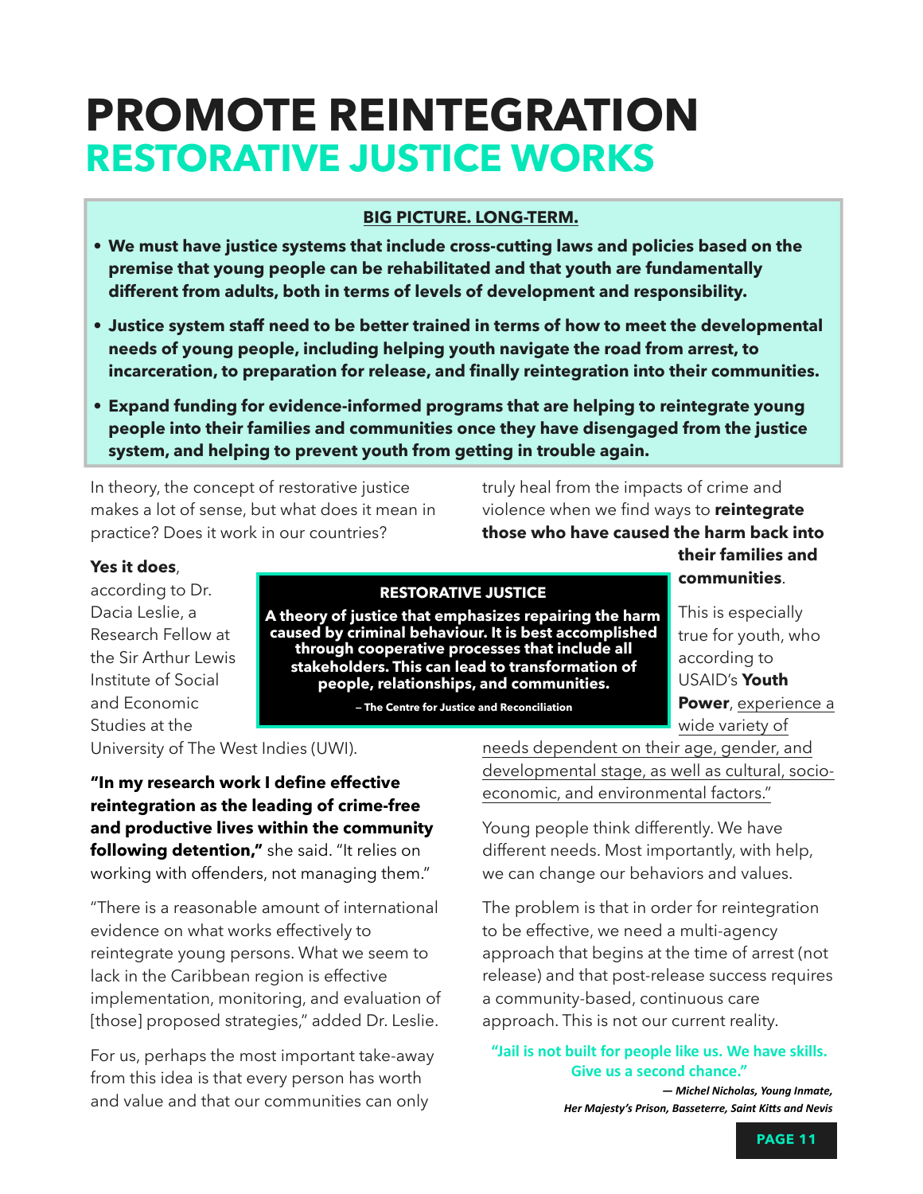# PROMOTE REINTEGRATION
## RESTORATIVE JUSTICE WORKS

**BIG PICTURE. LONG-TERM.**

- **We must have justice systems that include cross-cutting laws and policies based on the premise that young people can be rehabilitated and that youth are fundamentally different from adults, both in terms of levels of development and responsibility.**
- **Justice system staff need to be better trained in terms of how to meet the developmental needs of young people, including helping youth navigate the road from arrest, to incarceration, to preparation for release, and finally reintegration into their communities.**
- **Expand funding for evidence-informed programs that are helping to reintegrate young people into their families and communities once they have disengaged from the justice system, and helping to prevent youth from getting in trouble again.**

In theory, the concept of restorative justice makes a lot of sense, but what does it mean in practice? Does it work in our countries?

**Yes it does**, according to Dr. Dacia Leslie, a Research Fellow at the Sir Arthur Lewis Institute of Social and Economic Studies at the University of The West Indies (UWI).

> **RESTORATIVE JUSTICE**
>
> **A theory of justice that emphasizes repairing the harm caused by criminal behaviour. It is best accomplished through cooperative processes that include all stakeholders. This can lead to transformation of people, relationships, and communities.**
>
> **– The Centre for Justice and Reconciliation**

**"In my research work I define effective reintegration as the leading of crime-free and productive lives within the community following detention,"** she said. "It relies on working with offenders, not managing them."

"There is a reasonable amount of international evidence on what works effectively to reintegrate young persons. What we seem to lack in the Caribbean region is effective implementation, monitoring, and evaluation of [those] proposed strategies," added Dr. Leslie.

For us, perhaps the most important take-away from this idea is that every person has worth and value and that our communities can only truly heal from the impacts of crime and violence when we find ways to **reintegrate those who have caused the harm back into their families and communities**.

This is especially true for youth, who according to USAID's **Youth Power**, experience a wide variety of needs dependent on their age, gender, and developmental stage, as well as cultural, socio-economic, and environmental factors."

Young people think differently. We have different needs. Most importantly, with help, we can change our behaviors and values.

The problem is that in order for reintegration to be effective, we need a multi-agency approach that begins at the time of arrest (not release) and that post-release success requires a community-based, continuous care approach. This is not our current reality.

> **"Jail is not built for people like us. We have skills. Give us a second chance."**
>
> ***— Michel Nicholas, Young Inmate, Her Majesty's Prison, Basseterre, Saint Kitts and Nevis***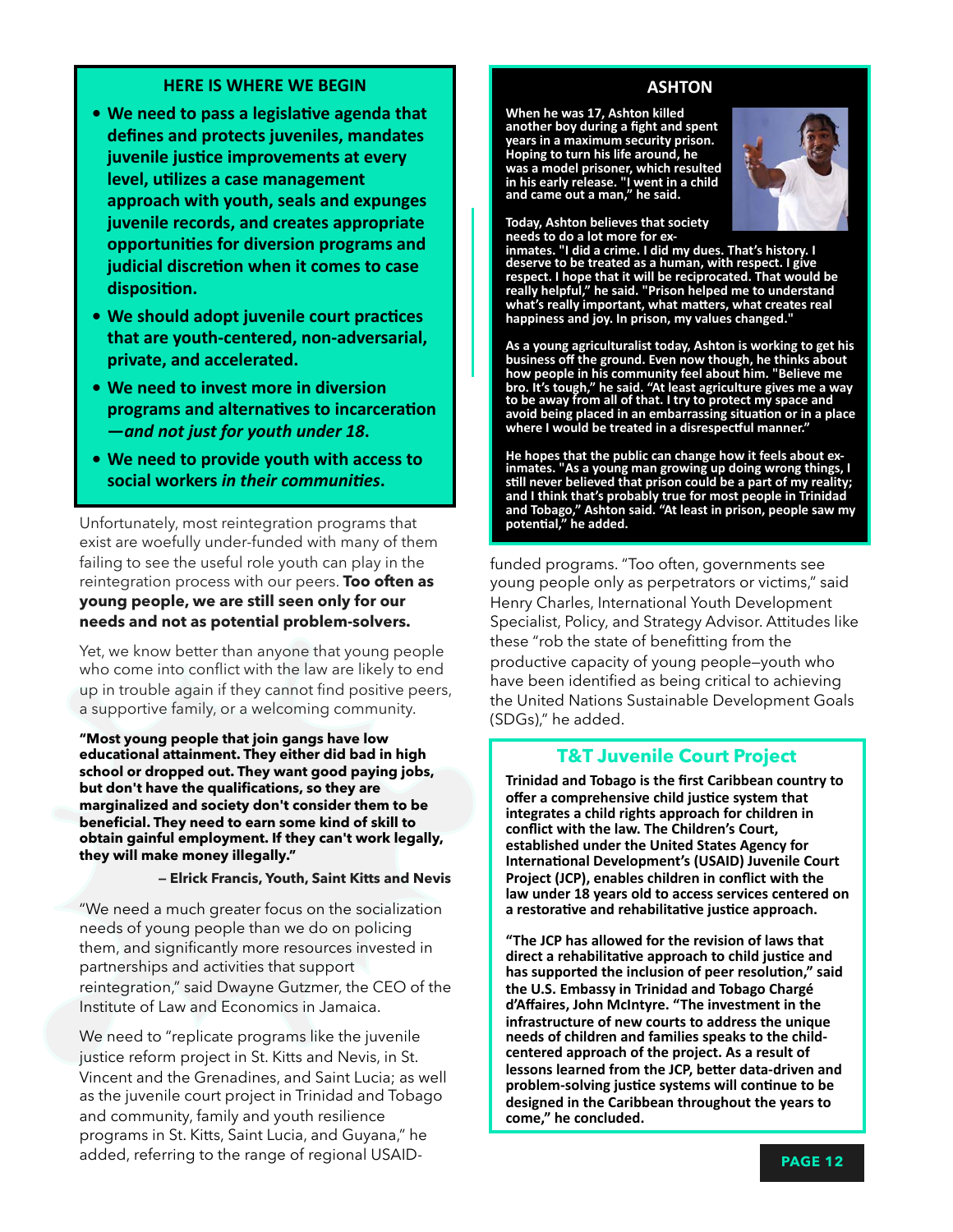## HERE IS WHERE WE BEGIN

- **We need to pass a legislative agenda that defines and protects juveniles, mandates juvenile justice improvements at every level, utilizes a case management approach with youth, seals and expunges juvenile records, and creates appropriate opportunities for diversion programs and judicial discretion when it comes to case disposition.**
- **We should adopt juvenile court practices that are youth-centered, non-adversarial, private, and accelerated.**
- **We need to invest more in diversion programs and alternatives to incarceration *—and not just for youth under 18*.**
- **We need to provide youth with access to social workers *in their communities*.**

Unfortunately, most reintegration programs that exist are woefully under-funded with many of them failing to see the useful role youth can play in the reintegration process with our peers. **Too often as young people, we are still seen only for our needs and not as potential problem-solvers.**

Yet, we know better than anyone that young people who come into conflict with the law are likely to end up in trouble again if they cannot find positive peers, a supportive family, or a welcoming community.

**"Most young people that join gangs have low educational attainment. They either did bad in high school or dropped out. They want good paying jobs, but don't have the qualifications, so they are marginalized and society don't consider them to be beneficial. They need to earn some kind of skill to obtain gainful employment. If they can't work legally, they will make money illegally."**

**– Elrick Francis, Youth, Saint Kitts and Nevis**

"We need a much greater focus on the socialization needs of young people than we do on policing them, and significantly more resources invested in partnerships and activities that support reintegration," said Dwayne Gutzmer, the CEO of the Institute of Law and Economics in Jamaica.

We need to "replicate programs like the juvenile justice reform project in St. Kitts and Nevis, in St. Vincent and the Grenadines, and Saint Lucia; as well as the juvenile court project in Trinidad and Tobago and community, family and youth resilience programs in St. Kitts, Saint Lucia, and Guyana," he added, referring to the range of regional USAID-funded programs. "Too often, governments see young people only as perpetrators or victims," said Henry Charles, International Youth Development Specialist, Policy, and Strategy Advisor. Attitudes like these "rob the state of benefitting from the productive capacity of young people—youth who have been identified as being critical to achieving the United Nations Sustainable Development Goals (SDGs)," he added.

## ASHTON

**When he was 17, Ashton killed another boy during a fight and spent years in a maximum security prison. Hoping to turn his life around, he was a model prisoner, which resulted in his early release. "I went in a child and came out a man," he said.**

**Today, Ashton believes that society needs to do a lot more for ex-inmates. "I did a crime. I did my dues. That's history. I deserve to be treated as a human, with respect. I give respect. I hope that it will be reciprocated. That would be really helpful," he said. "Prison helped me to understand what's really important, what matters, what creates real happiness and joy. In prison, my values changed."**

**As a young agriculturalist today, Ashton is working to get his business off the ground. Even now though, he thinks about how people in his community feel about him. "Believe me bro. It's tough," he said. "At least agriculture gives me a way to be away from all of that. I try to protect my space and avoid being placed in an embarrassing situation or in a place where I would be treated in a disrespectful manner."**

**He hopes that the public can change how it feels about ex-inmates. "As a young man growing up doing wrong things, I still never believed that prison could be a part of my reality; and I think that's probably true for most people in Trinidad and Tobago," Ashton said. "At least in prison, people saw my potential," he added.**

## T&T Juvenile Court Project

**Trinidad and Tobago is the first Caribbean country to offer a comprehensive child justice system that integrates a child rights approach for children in conflict with the law. The Children's Court, established under the United States Agency for International Development's (USAID) Juvenile Court Project (JCP), enables children in conflict with the law under 18 years old to access services centered on a restorative and rehabilitative justice approach.**

**"The JCP has allowed for the revision of laws that direct a rehabilitative approach to child justice and has supported the inclusion of peer resolution," said the U.S. Embassy in Trinidad and Tobago Chargé d'Affaires, John McIntyre. "The investment in the infrastructure of new courts to address the unique needs of children and families speaks to the child-centered approach of the project. As a result of lessons learned from the JCP, better data-driven and problem-solving justice systems will continue to be designed in the Caribbean throughout the years to come," he concluded.**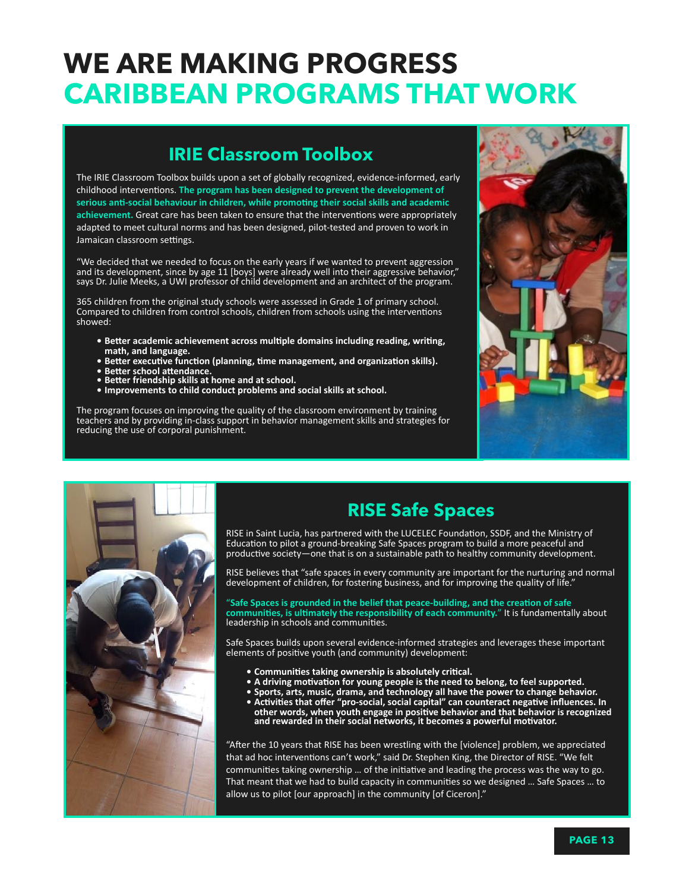# WE ARE MAKING PROGRESS
# CARIBBEAN PROGRAMS THAT WORK

## IRIE Classroom Toolbox

The IRIE Classroom Toolbox builds upon a set of globally recognized, evidence-informed, early childhood interventions. **The program has been designed to prevent the development of serious anti-social behaviour in children, while promoting their social skills and academic achievement.** Great care has been taken to ensure that the interventions were appropriately adapted to meet cultural norms and has been designed, pilot-tested and proven to work in Jamaican classroom settings.

"We decided that we needed to focus on the early years if we wanted to prevent aggression and its development, since by age 11 [boys] were already well into their aggressive behavior," says Dr. Julie Meeks, a UWI professor of child development and an architect of the program.

365 children from the original study schools were assessed in Grade 1 of primary school. Compared to children from control schools, children from schools using the interventions showed:

- **Better academic achievement across multiple domains including reading, writing, math, and language.**
- **Better executive function (planning, time management, and organization skills).**
- **Better school attendance.**
- **Better friendship skills at home and at school.**
- **Improvements to child conduct problems and social skills at school.**

The program focuses on improving the quality of the classroom environment by training teachers and by providing in-class support in behavior management skills and strategies for reducing the use of corporal punishment.

## RISE Safe Spaces

RISE in Saint Lucia, has partnered with the LUCELEC Foundation, SSDF, and the Ministry of Education to pilot a ground-breaking Safe Spaces program to build a more peaceful and productive society—one that is on a sustainable path to healthy community development.

RISE believes that "safe spaces in every community are important for the nurturing and normal development of children, for fostering business, and for improving the quality of life."

"**Safe Spaces is grounded in the belief that peace-building, and the creation of safe communities, is ultimately the responsibility of each community.**" It is fundamentally about leadership in schools and communities.

Safe Spaces builds upon several evidence-informed strategies and leverages these important elements of positive youth (and community) development:

- **Communities taking ownership is absolutely critical.**
- **A driving motivation for young people is the need to belong, to feel supported.**
- **Sports, arts, music, drama, and technology all have the power to change behavior.**
- **Activities that offer "pro-social, social capital" can counteract negative influences. In other words, when youth engage in positive behavior and that behavior is recognized and rewarded in their social networks, it becomes a powerful motivator.**

"After the 10 years that RISE has been wrestling with the [violence] problem, we appreciated that ad hoc interventions can't work," said Dr. Stephen King, the Director of RISE. "We felt communities taking ownership … of the initiative and leading the process was the way to go. That meant that we had to build capacity in communities so we designed … Safe Spaces … to allow us to pilot [our approach] in the community [of Ciceron]."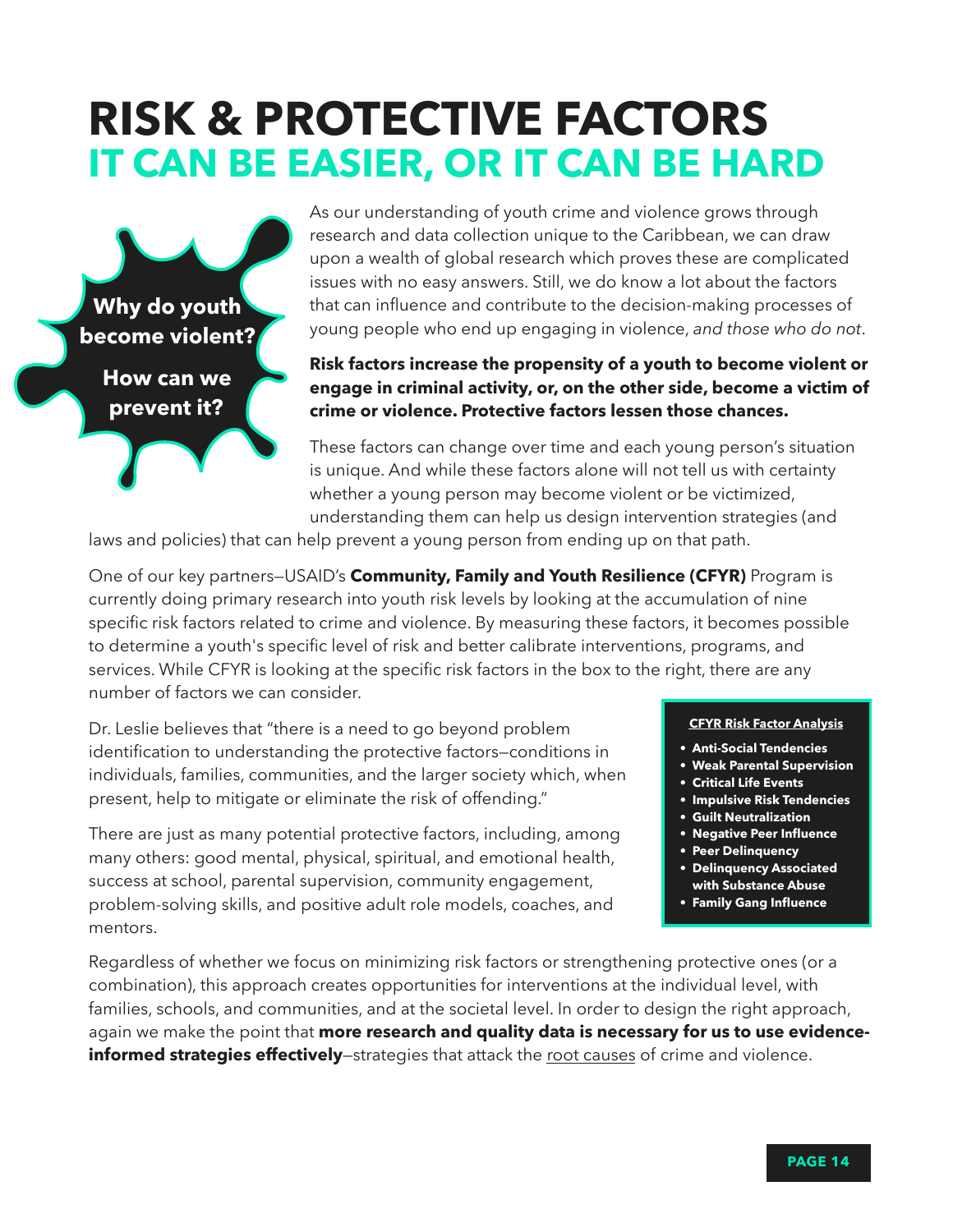# RISK & PROTECTIVE FACTORS
## IT CAN BE EASIER, OR IT CAN BE HARD

**Why do youth become violent?**

**How can we prevent it?**

As our understanding of youth crime and violence grows through research and data collection unique to the Caribbean, we can draw upon a wealth of global research which proves these are complicated issues with no easy answers. Still, we do know a lot about the factors that can influence and contribute to the decision-making processes of young people who end up engaging in violence, *and those who do not*.

**Risk factors increase the propensity of a youth to become violent or engage in criminal activity, or, on the other side, become a victim of crime or violence. Protective factors lessen those chances.**

These factors can change over time and each young person's situation is unique. And while these factors alone will not tell us with certainty whether a young person may become violent or be victimized, understanding them can help us design intervention strategies (and laws and policies) that can help prevent a young person from ending up on that path.

One of our key partners—USAID's **Community, Family and Youth Resilience (CFYR)** Program is currently doing primary research into youth risk levels by looking at the accumulation of nine specific risk factors related to crime and violence. By measuring these factors, it becomes possible to determine a youth's specific level of risk and better calibrate interventions, programs, and services. While CFYR is looking at the specific risk factors in the box to the right, there are any number of factors we can consider.

**CFYR Risk Factor Analysis**

- **Anti-Social Tendencies**
- **Weak Parental Supervision**
- **Critical Life Events**
- **Impulsive Risk Tendencies**
- **Guilt Neutralization**
- **Negative Peer Influence**
- **Peer Delinquency**
- **Delinquency Associated with Substance Abuse**
- **Family Gang Influence**

Dr. Leslie believes that "there is a need to go beyond problem identification to understanding the protective factors—conditions in individuals, families, communities, and the larger society which, when present, help to mitigate or eliminate the risk of offending."

There are just as many potential protective factors, including, among many others: good mental, physical, spiritual, and emotional health, success at school, parental supervision, community engagement, problem-solving skills, and positive adult role models, coaches, and mentors.

Regardless of whether we focus on minimizing risk factors or strengthening protective ones (or a combination), this approach creates opportunities for interventions at the individual level, with families, schools, and communities, and at the societal level. In order to design the right approach, again we make the point that **more research and quality data is necessary for us to use evidence-informed strategies effectively**—strategies that attack the root causes of crime and violence.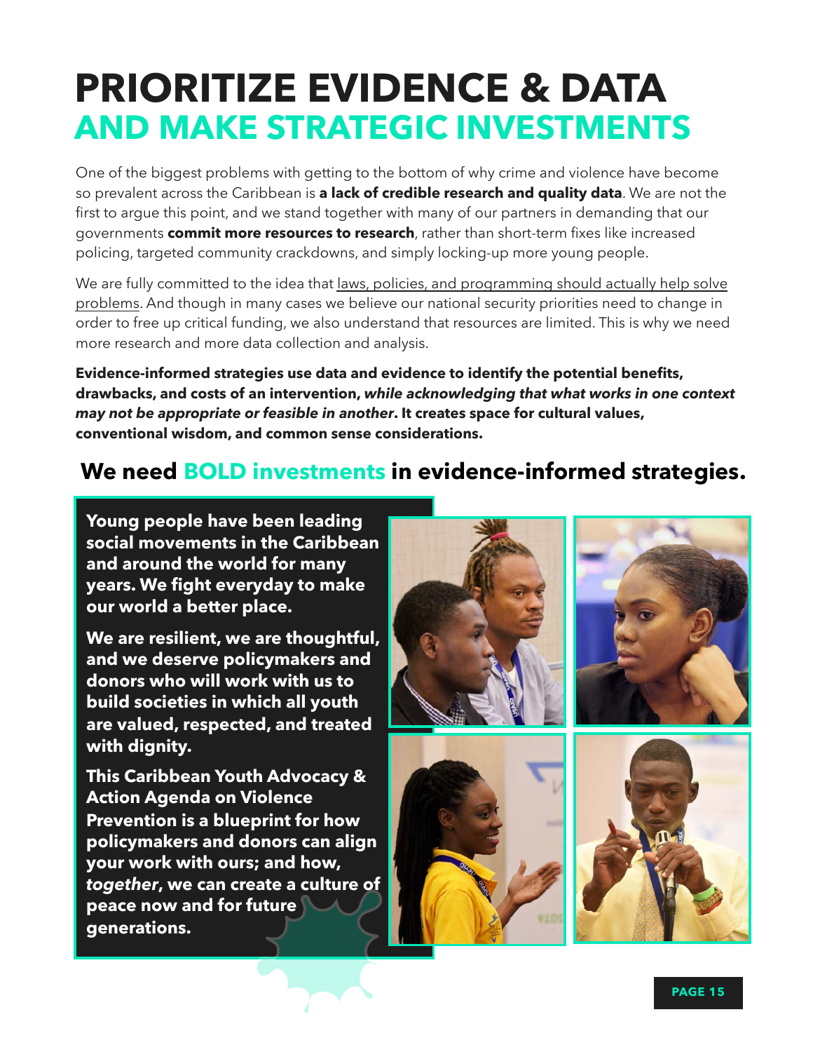# PRIORITIZE EVIDENCE & DATA AND MAKE STRATEGIC INVESTMENTS

One of the biggest problems with getting to the bottom of why crime and violence have become so prevalent across the Caribbean is **a lack of credible research and quality data**. We are not the first to argue this point, and we stand together with many of our partners in demanding that our governments **commit more resources to research**, rather than short-term fixes like increased policing, targeted community crackdowns, and simply locking-up more young people.

We are fully committed to the idea that laws, policies, and programming should actually help solve problems. And though in many cases we believe our national security priorities need to change in order to free up critical funding, we also understand that resources are limited. This is why we need more research and more data collection and analysis.

**Evidence-informed strategies use data and evidence to identify the potential benefits, drawbacks, and costs of an intervention, *while acknowledging that what works in one context may not be appropriate or feasible in another*. It creates space for cultural values, conventional wisdom, and common sense considerations.**

## We need BOLD investments in evidence-informed strategies.

**Young people have been leading social movements in the Caribbean and around the world for many years. We fight everyday to make our world a better place.**

**We are resilient, we are thoughtful, and we deserve policymakers and donors who will work with us to build societies in which all youth are valued, respected, and treated with dignity.**

**This Caribbean Youth Advocacy & Action Agenda on Violence Prevention is a blueprint for how policymakers and donors can align your work with ours; and how, *together*, we can create a culture of peace now and for future generations.**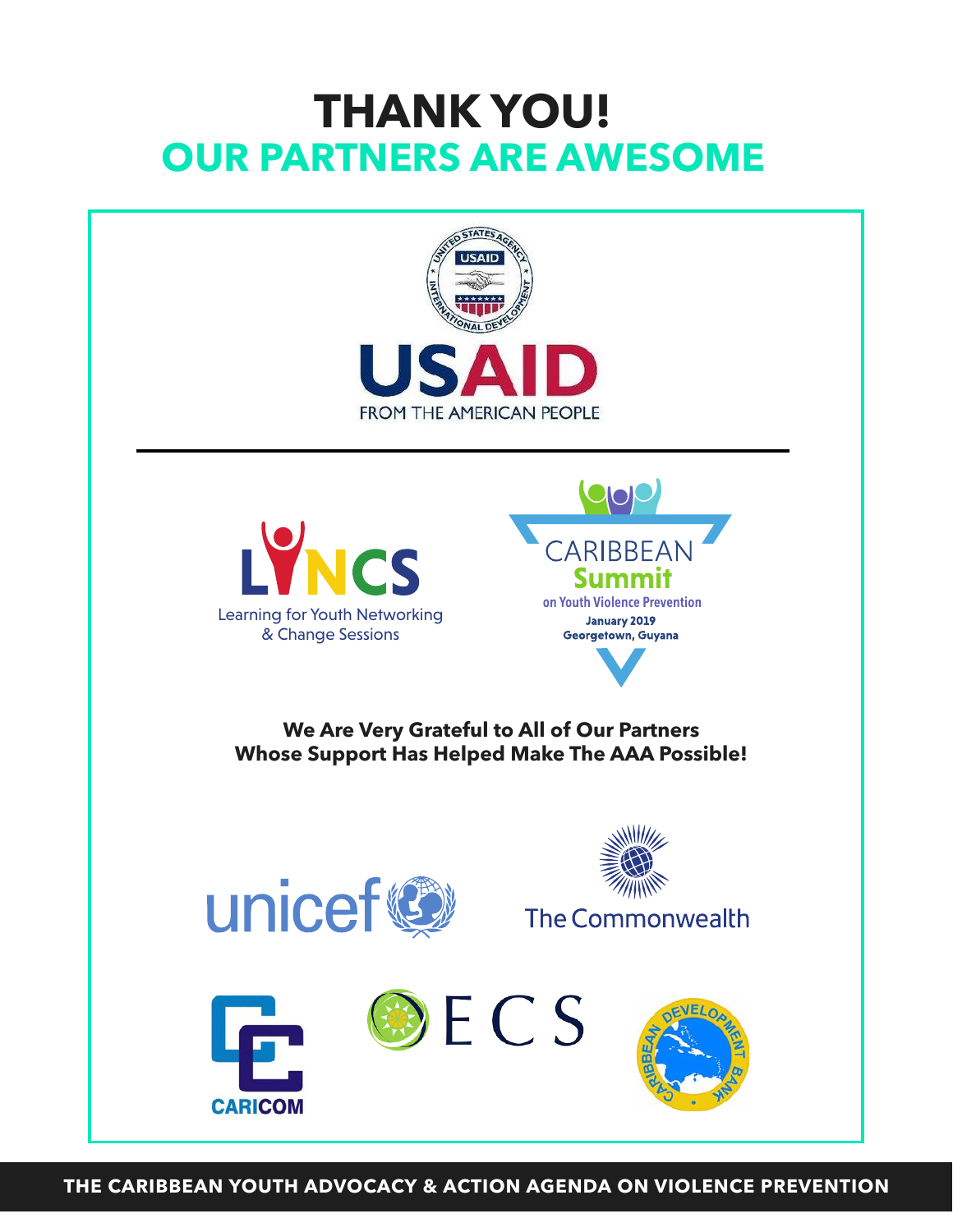# THANK YOU!
## OUR PARTNERS ARE AWESOME

USAID
FROM THE AMERICAN PEOPLE

LYNCS
Learning for Youth Networking & Change Sessions

CARIBBEAN Summit
on Youth Violence Prevention
January 2019
Georgetown, Guyana

**We Are Very Grateful to All of Our Partners Whose Support Has Helped Make The AAA Possible!**

unicef

The Commonwealth

CARICOM

OECS

CARIBBEAN DEVELOPMENT BANK

**THE CARIBBEAN YOUTH ADVOCACY & ACTION AGENDA ON VIOLENCE PREVENTION**